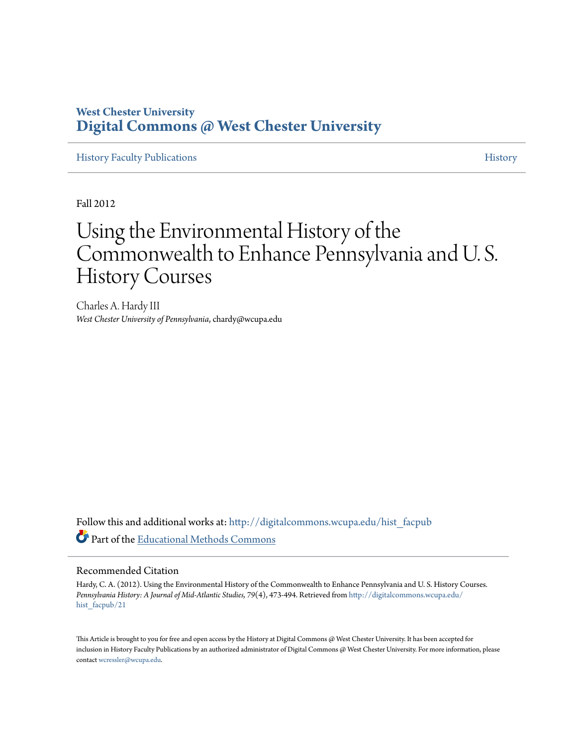West Chester University
# Digital Commons @ West Chester University

History Faculty Publications — History

Fall 2012

# Using the Environmental History of the Commonwealth to Enhance Pennsylvania and U. S. History Courses

Charles A. Hardy III
*West Chester University of Pennsylvania*, chardy@wcupa.edu

Follow this and additional works at: http://digitalcommons.wcupa.edu/hist_facpub

Part of the Educational Methods Commons

## Recommended Citation

Hardy, C. A. (2012). Using the Environmental History of the Commonwealth to Enhance Pennsylvania and U. S. History Courses. *Pennsylvania History: A Journal of Mid-Atlantic Studies, 79*(4), 473-494. Retrieved from http://digitalcommons.wcupa.edu/hist_facpub/21

This Article is brought to you for free and open access by the History at Digital Commons @ West Chester University. It has been accepted for inclusion in History Faculty Publications by an authorized administrator of Digital Commons @ West Chester University. For more information, please contact wcressler@wcupa.edu.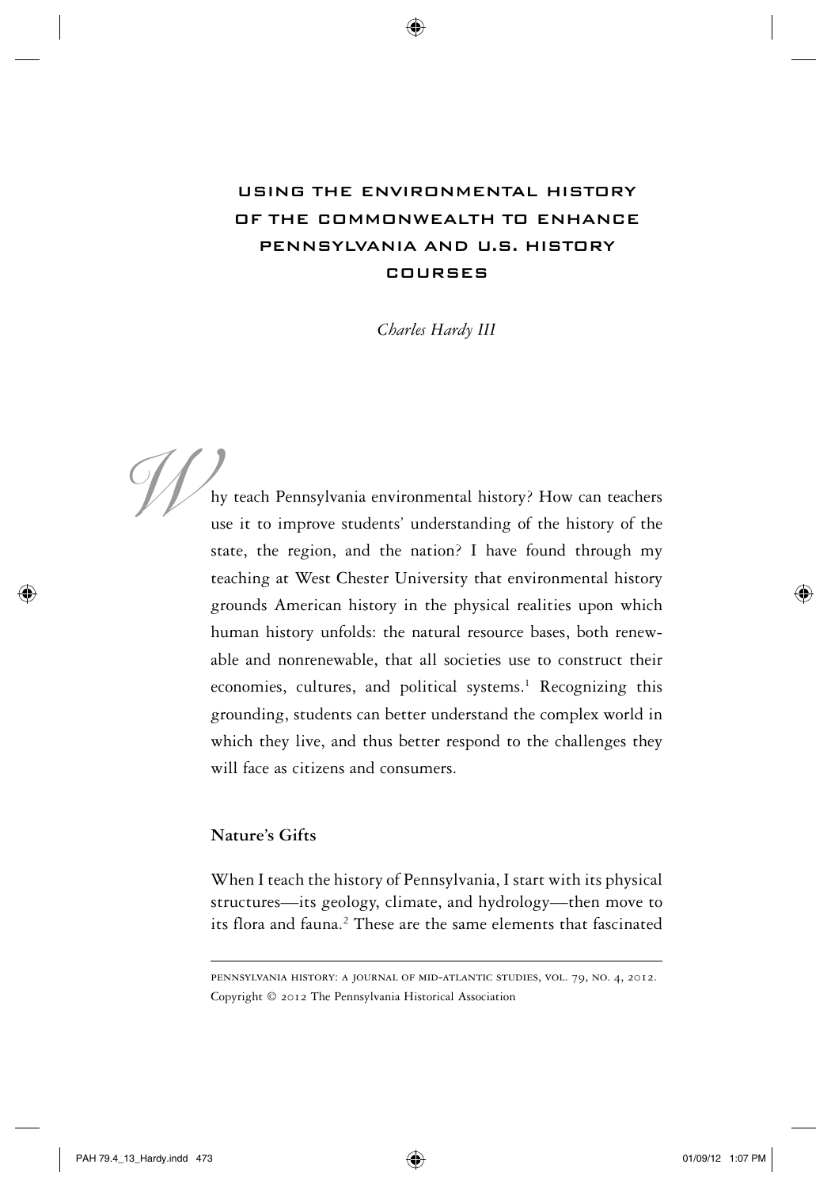# USING THE ENVIRONMENTAL HISTORY OF THE COMMONWEALTH TO ENHANCE PENNSYLVANIA AND U.S. HISTORY COURSES

*Charles Hardy III*

Why teach Pennsylvania environmental history? How can teachers use it to improve students' understanding of the history of the state, the region, and the nation? I have found through my teaching at West Chester University that environmental history grounds American history in the physical realities upon which human history unfolds: the natural resource bases, both renewable and nonrenewable, that all societies use to construct their economies, cultures, and political systems.[1] Recognizing this grounding, students can better understand the complex world in which they live, and thus better respond to the challenges they will face as citizens and consumers.

## Nature's Gifts

When I teach the history of Pennsylvania, I start with its physical structures—its geology, climate, and hydrology—then move to its flora and fauna.[2] These are the same elements that fascinated

---

PENNSYLVANIA HISTORY: A JOURNAL OF MID-ATLANTIC STUDIES, VOL. 79, NO. 4, 2012.
Copyright © 2012 The Pennsylvania Historical Association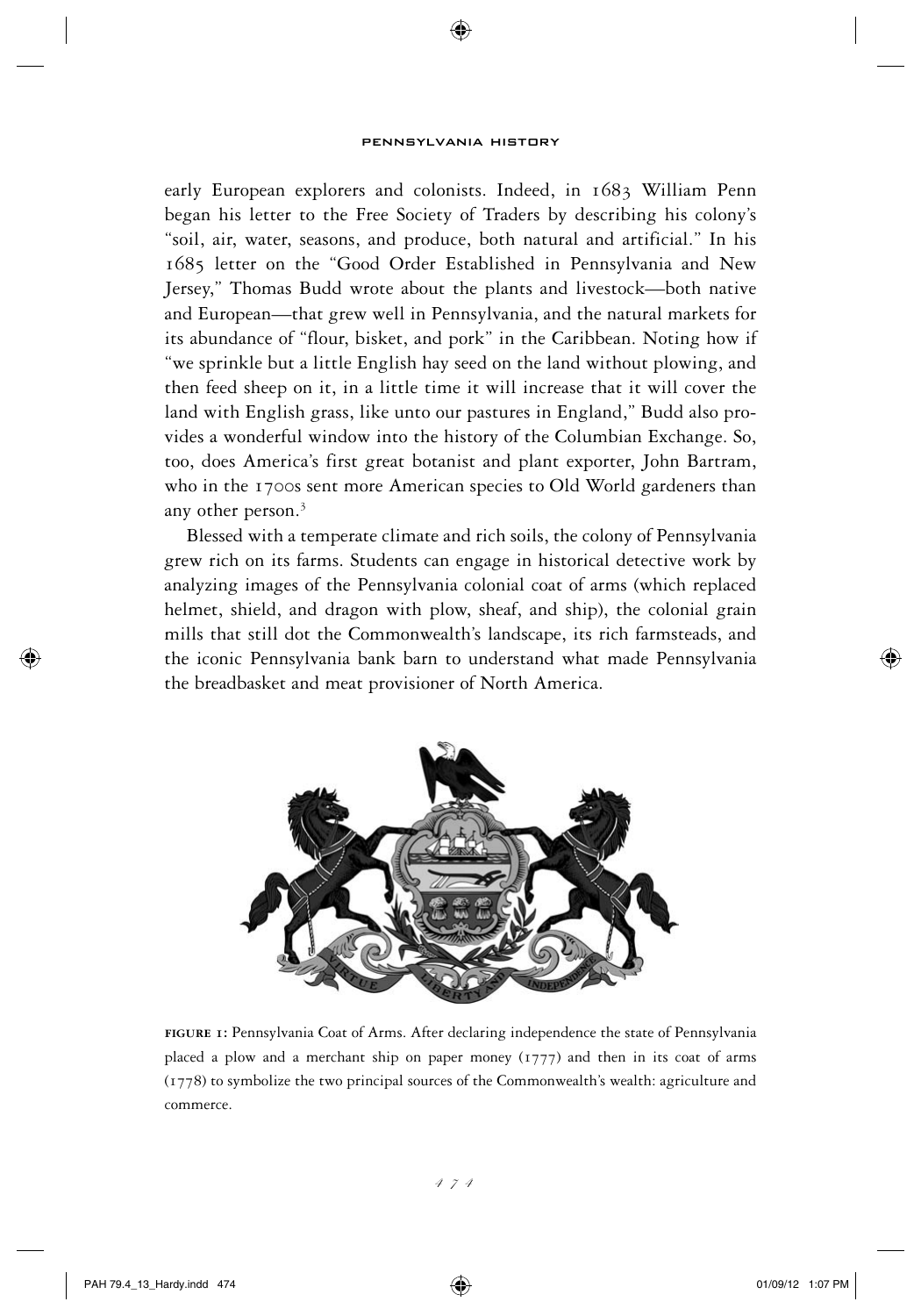early European explorers and colonists. Indeed, in 1683 William Penn began his letter to the Free Society of Traders by describing his colony's "soil, air, water, seasons, and produce, both natural and artificial." In his 1685 letter on the "Good Order Established in Pennsylvania and New Jersey," Thomas Budd wrote about the plants and livestock—both native and European—that grew well in Pennsylvania, and the natural markets for its abundance of "flour, bisket, and pork" in the Caribbean. Noting how if "we sprinkle but a little English hay seed on the land without plowing, and then feed sheep on it, in a little time it will increase that it will cover the land with English grass, like unto our pastures in England," Budd also provides a wonderful window into the history of the Columbian Exchange. So, too, does America's first great botanist and plant exporter, John Bartram, who in the 1700s sent more American species to Old World gardeners than any other person.[3]

Blessed with a temperate climate and rich soils, the colony of Pennsylvania grew rich on its farms. Students can engage in historical detective work by analyzing images of the Pennsylvania colonial coat of arms (which replaced helmet, shield, and dragon with plow, sheaf, and ship), the colonial grain mills that still dot the Commonwealth's landscape, its rich farmsteads, and the iconic Pennsylvania bank barn to understand what made Pennsylvania the breadbasket and meat provisioner of North America.

**FIGURE 1:** Pennsylvania Coat of Arms. After declaring independence the state of Pennsylvania placed a plow and a merchant ship on paper money (1777) and then in its coat of arms (1778) to symbolize the two principal sources of the Commonwealth's wealth: agriculture and commerce.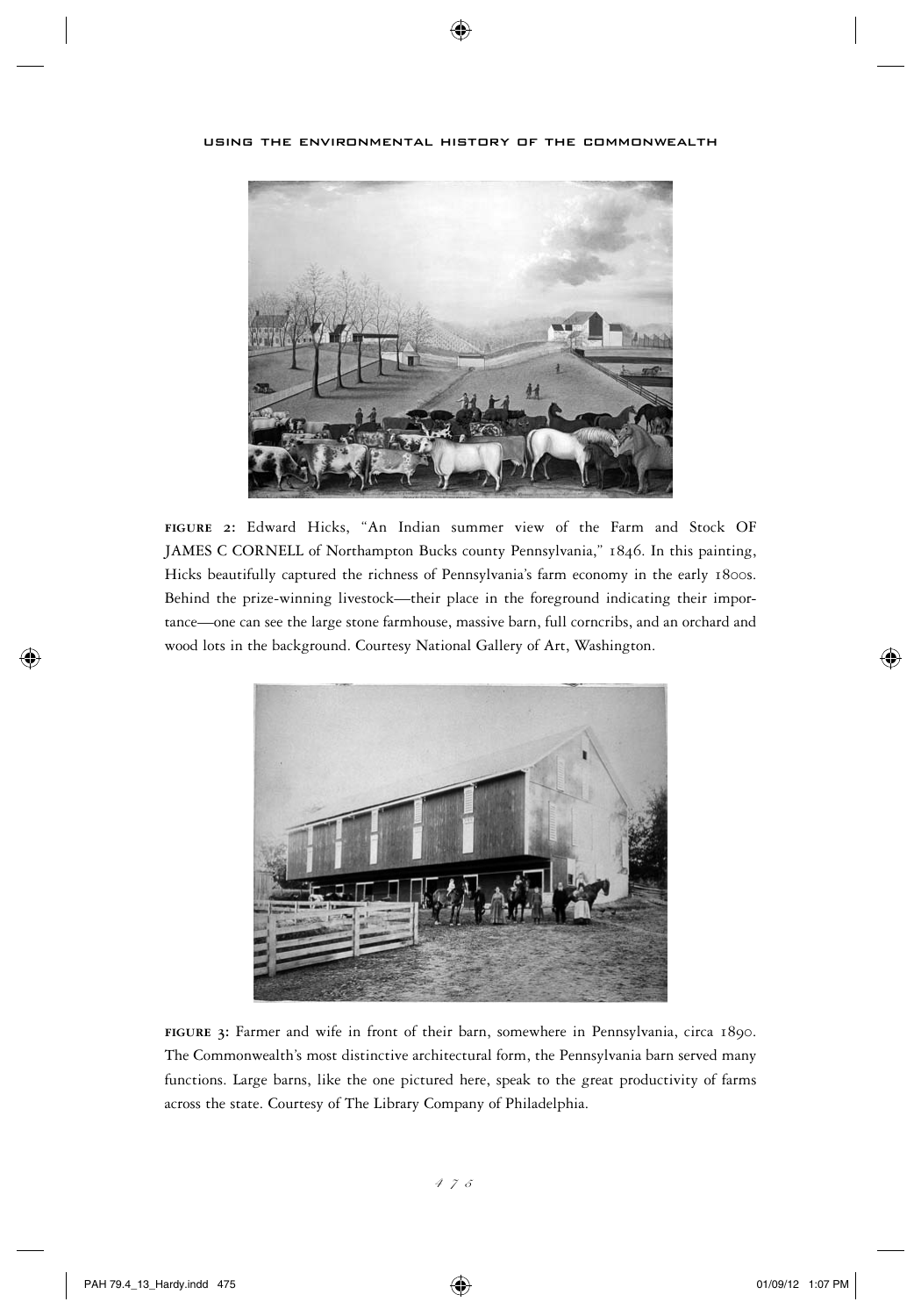**FIGURE 2:** Edward Hicks, "An Indian summer view of the Farm and Stock OF JAMES C CORNELL of Northampton Bucks county Pennsylvania," 1846. In this painting, Hicks beautifully captured the richness of Pennsylvania's farm economy in the early 1800s. Behind the prize-winning livestock—their place in the foreground indicating their importance—one can see the large stone farmhouse, massive barn, full corncribs, and an orchard and wood lots in the background. Courtesy National Gallery of Art, Washington.

**FIGURE 3:** Farmer and wife in front of their barn, somewhere in Pennsylvania, circa 1890. The Commonwealth's most distinctive architectural form, the Pennsylvania barn served many functions. Large barns, like the one pictured here, speak to the great productivity of farms across the state. Courtesy of The Library Company of Philadelphia.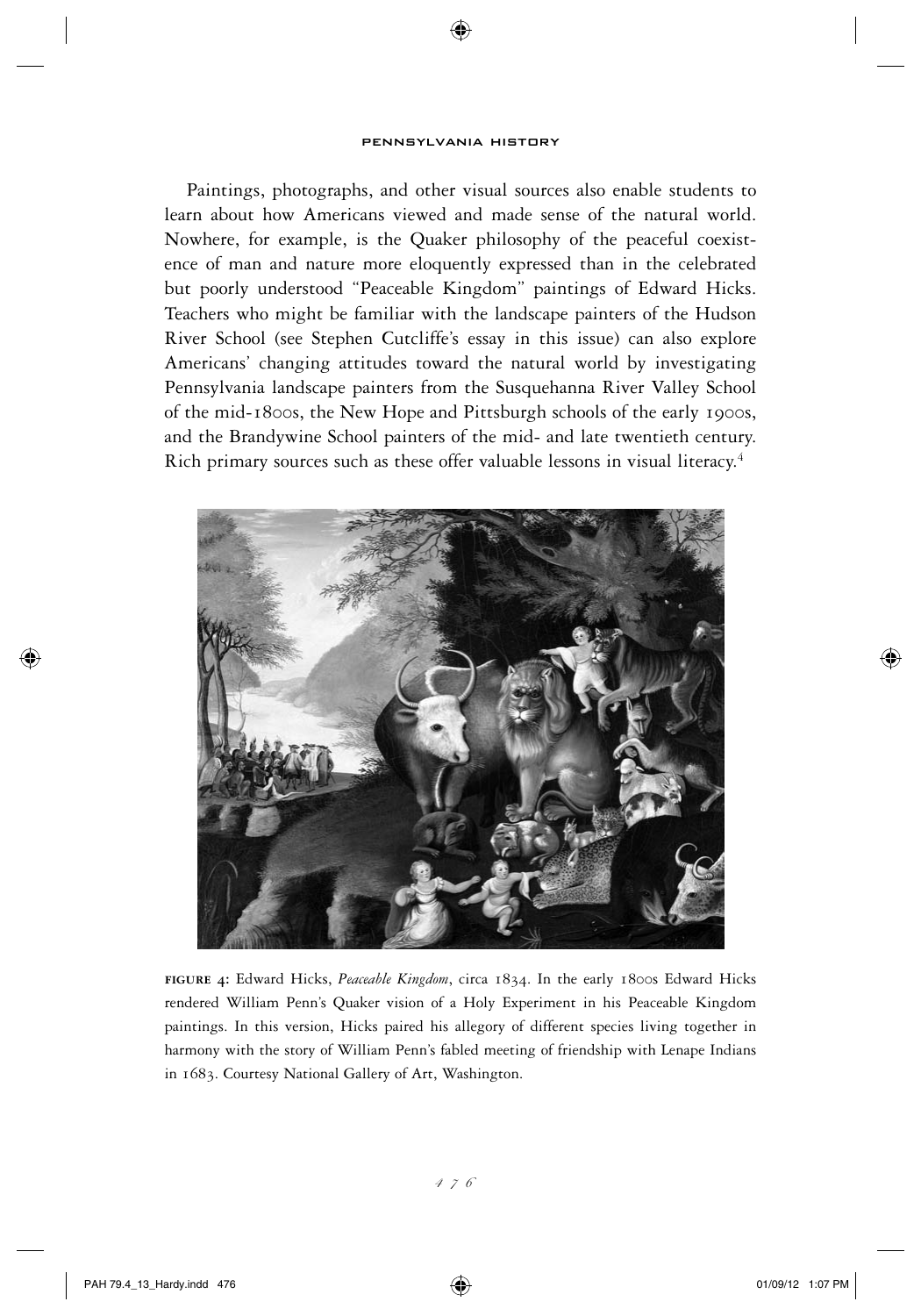Paintings, photographs, and other visual sources also enable students to learn about how Americans viewed and made sense of the natural world. Nowhere, for example, is the Quaker philosophy of the peaceful coexistence of man and nature more eloquently expressed than in the celebrated but poorly understood "Peaceable Kingdom" paintings of Edward Hicks. Teachers who might be familiar with the landscape painters of the Hudson River School (see Stephen Cutcliffe's essay in this issue) can also explore Americans' changing attitudes toward the natural world by investigating Pennsylvania landscape painters from the Susquehanna River Valley School of the mid-1800s, the New Hope and Pittsburgh schools of the early 1900s, and the Brandywine School painters of the mid- and late twentieth century. Rich primary sources such as these offer valuable lessons in visual literacy.[4]

**FIGURE 4:** Edward Hicks, *Peaceable Kingdom*, circa 1834. In the early 1800s Edward Hicks rendered William Penn's Quaker vision of a Holy Experiment in his Peaceable Kingdom paintings. In this version, Hicks paired his allegory of different species living together in harmony with the story of William Penn's fabled meeting of friendship with Lenape Indians in 1683. Courtesy National Gallery of Art, Washington.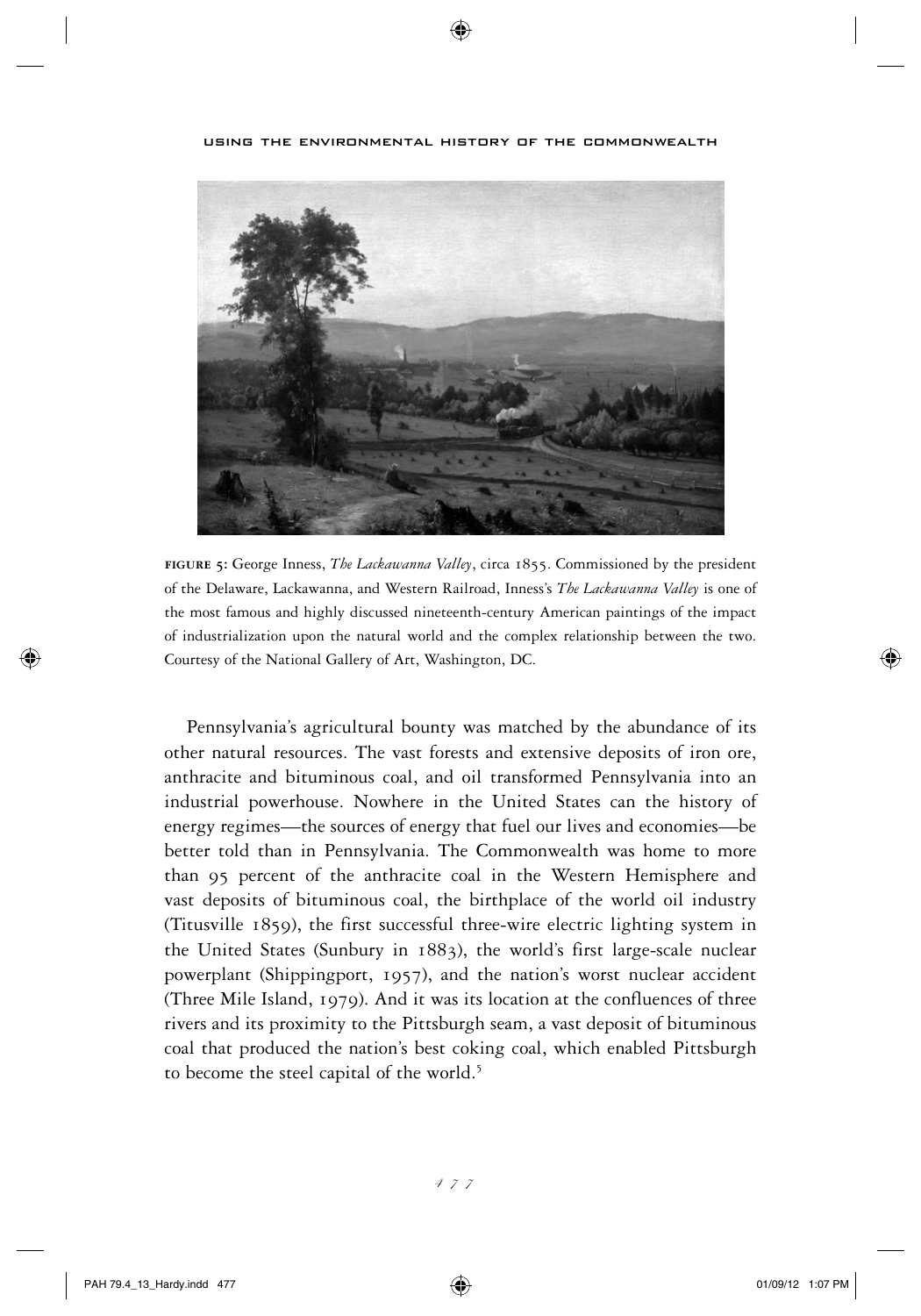**FIGURE 5:** George Inness, *The Lackawanna Valley*, circa 1855. Commissioned by the president of the Delaware, Lackawanna, and Western Railroad, Inness's *The Lackawanna Valley* is one of the most famous and highly discussed nineteenth-century American paintings of the impact of industrialization upon the natural world and the complex relationship between the two. Courtesy of the National Gallery of Art, Washington, DC.

Pennsylvania's agricultural bounty was matched by the abundance of its other natural resources. The vast forests and extensive deposits of iron ore, anthracite and bituminous coal, and oil transformed Pennsylvania into an industrial powerhouse. Nowhere in the United States can the history of energy regimes—the sources of energy that fuel our lives and economies—be better told than in Pennsylvania. The Commonwealth was home to more than 95 percent of the anthracite coal in the Western Hemisphere and vast deposits of bituminous coal, the birthplace of the world oil industry (Titusville 1859), the first successful three-wire electric lighting system in the United States (Sunbury in 1883), the world's first large-scale nuclear powerplant (Shippingport, 1957), and the nation's worst nuclear accident (Three Mile Island, 1979). And it was its location at the confluences of three rivers and its proximity to the Pittsburgh seam, a vast deposit of bituminous coal that produced the nation's best coking coal, which enabled Pittsburgh to become the steel capital of the world.[5]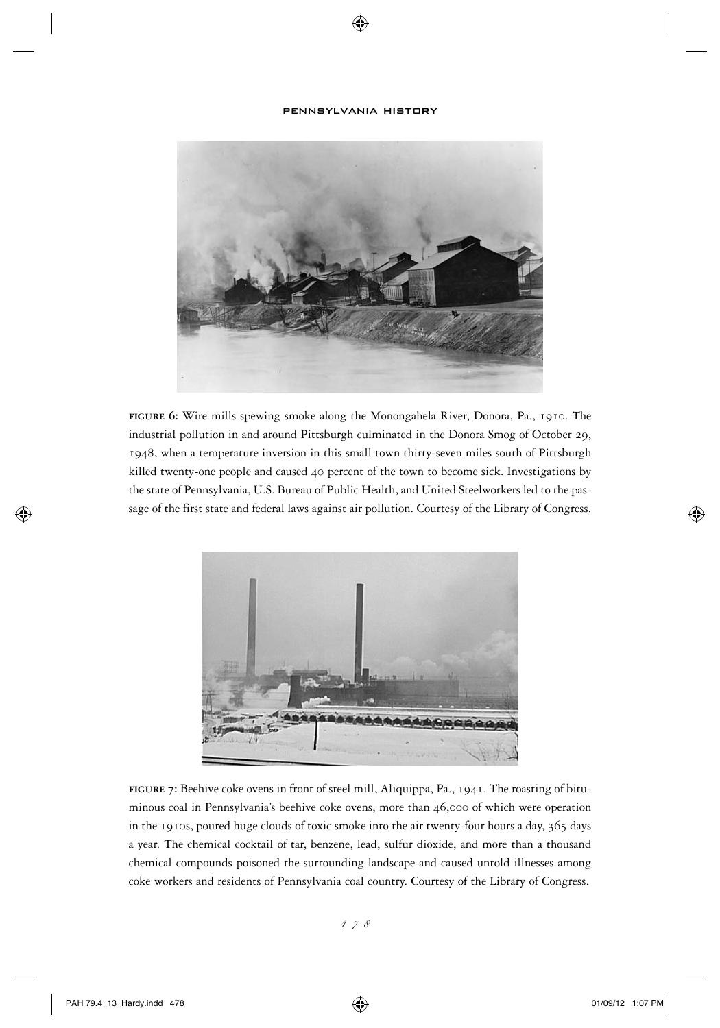**FIGURE 6:** Wire mills spewing smoke along the Monongahela River, Donora, Pa., 1910. The industrial pollution in and around Pittsburgh culminated in the Donora Smog of October 29, 1948, when a temperature inversion in this small town thirty-seven miles south of Pittsburgh killed twenty-one people and caused 40 percent of the town to become sick. Investigations by the state of Pennsylvania, U.S. Bureau of Public Health, and United Steelworkers led to the passage of the first state and federal laws against air pollution. Courtesy of the Library of Congress.

**FIGURE 7:** Beehive coke ovens in front of steel mill, Aliquippa, Pa., 1941. The roasting of bituminous coal in Pennsylvania's beehive coke ovens, more than 46,000 of which were operation in the 1910s, poured huge clouds of toxic smoke into the air twenty-four hours a day, 365 days a year. The chemical cocktail of tar, benzene, lead, sulfur dioxide, and more than a thousand chemical compounds poisoned the surrounding landscape and caused untold illnesses among coke workers and residents of Pennsylvania coal country. Courtesy of the Library of Congress.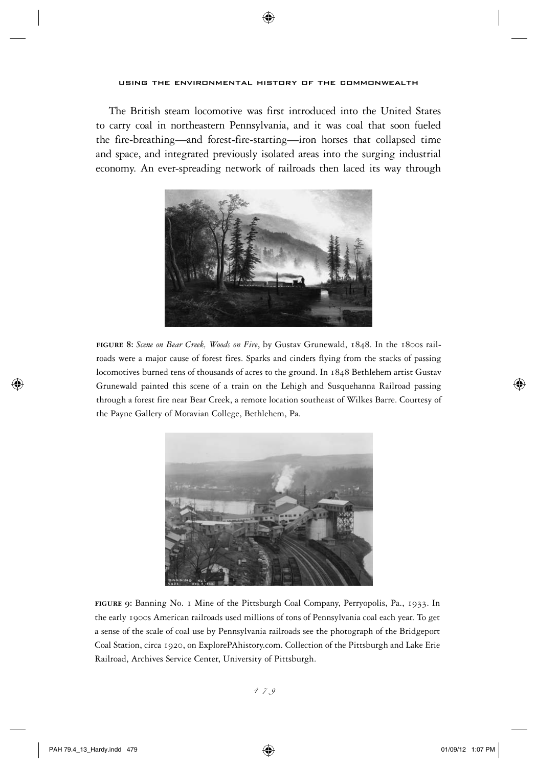The British steam locomotive was first introduced into the United States to carry coal in northeastern Pennsylvania, and it was coal that soon fueled the fire-breathing—and forest-fire-starting—iron horses that collapsed time and space, and integrated previously isolated areas into the surging industrial economy. An ever-spreading network of railroads then laced its way through

**FIGURE 8:** *Scene on Bear Creek, Woods on Fire*, by Gustav Grunewald, 1848. In the 1800s railroads were a major cause of forest fires. Sparks and cinders flying from the stacks of passing locomotives burned tens of thousands of acres to the ground. In 1848 Bethlehem artist Gustav Grunewald painted this scene of a train on the Lehigh and Susquehanna Railroad passing through a forest fire near Bear Creek, a remote location southeast of Wilkes Barre. Courtesy of the Payne Gallery of Moravian College, Bethlehem, Pa.

**FIGURE 9:** Banning No. 1 Mine of the Pittsburgh Coal Company, Perryopolis, Pa., 1933. In the early 1900s American railroads used millions of tons of Pennsylvania coal each year. To get a sense of the scale of coal use by Pennsylvania railroads see the photograph of the Bridgeport Coal Station, circa 1920, on ExplorePAhistory.com. Collection of the Pittsburgh and Lake Erie Railroad, Archives Service Center, University of Pittsburgh.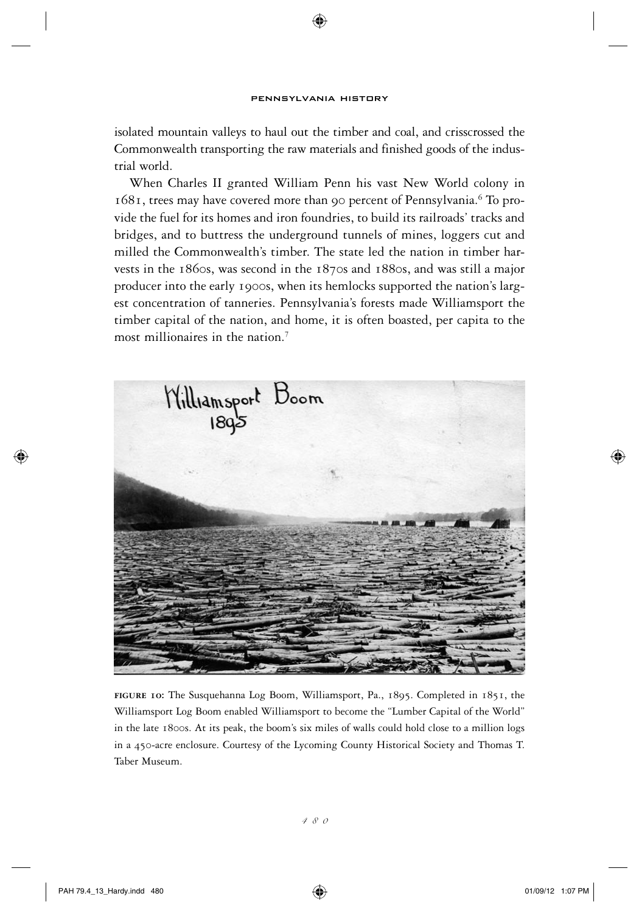isolated mountain valleys to haul out the timber and coal, and crisscrossed the Commonwealth transporting the raw materials and finished goods of the industrial world.

When Charles II granted William Penn his vast New World colony in 1681, trees may have covered more than 90 percent of Pennsylvania.[6] To provide the fuel for its homes and iron foundries, to build its railroads' tracks and bridges, and to buttress the underground tunnels of mines, loggers cut and milled the Commonwealth's timber. The state led the nation in timber harvests in the 1860s, was second in the 1870s and 1880s, and was still a major producer into the early 1900s, when its hemlocks supported the nation's largest concentration of tanneries. Pennsylvania's forests made Williamsport the timber capital of the nation, and home, it is often boasted, per capita to the most millionaires in the nation.[7]

**FIGURE 10:** The Susquehanna Log Boom, Williamsport, Pa., 1895. Completed in 1851, the Williamsport Log Boom enabled Williamsport to become the "Lumber Capital of the World" in the late 1800s. At its peak, the boom's six miles of walls could hold close to a million logs in a 450-acre enclosure. Courtesy of the Lycoming County Historical Society and Thomas T. Taber Museum.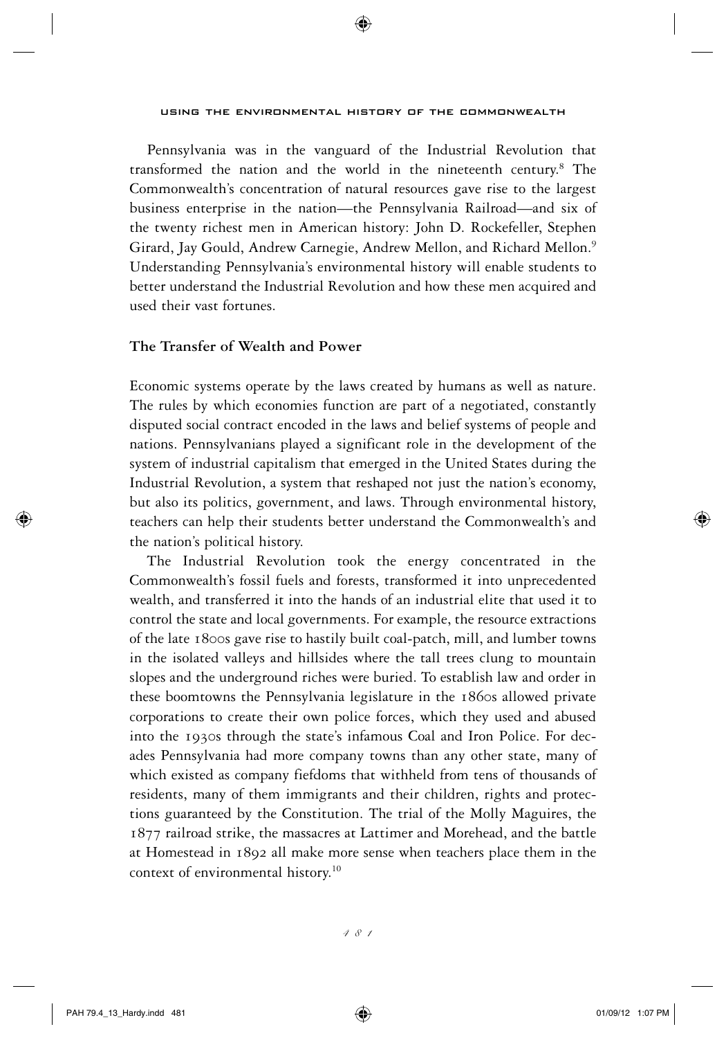Pennsylvania was in the vanguard of the Industrial Revolution that transformed the nation and the world in the nineteenth century.[8] The Commonwealth's concentration of natural resources gave rise to the largest business enterprise in the nation—the Pennsylvania Railroad—and six of the twenty richest men in American history: John D. Rockefeller, Stephen Girard, Jay Gould, Andrew Carnegie, Andrew Mellon, and Richard Mellon.[9] Understanding Pennsylvania's environmental history will enable students to better understand the Industrial Revolution and how these men acquired and used their vast fortunes.

## The Transfer of Wealth and Power

Economic systems operate by the laws created by humans as well as nature. The rules by which economies function are part of a negotiated, constantly disputed social contract encoded in the laws and belief systems of people and nations. Pennsylvanians played a significant role in the development of the system of industrial capitalism that emerged in the United States during the Industrial Revolution, a system that reshaped not just the nation's economy, but also its politics, government, and laws. Through environmental history, teachers can help their students better understand the Commonwealth's and the nation's political history.

The Industrial Revolution took the energy concentrated in the Commonwealth's fossil fuels and forests, transformed it into unprecedented wealth, and transferred it into the hands of an industrial elite that used it to control the state and local governments. For example, the resource extractions of the late 1800s gave rise to hastily built coal-patch, mill, and lumber towns in the isolated valleys and hillsides where the tall trees clung to mountain slopes and the underground riches were buried. To establish law and order in these boomtowns the Pennsylvania legislature in the 1860s allowed private corporations to create their own police forces, which they used and abused into the 1930s through the state's infamous Coal and Iron Police. For decades Pennsylvania had more company towns than any other state, many of which existed as company fiefdoms that withheld from tens of thousands of residents, many of them immigrants and their children, rights and protections guaranteed by the Constitution. The trial of the Molly Maguires, the 1877 railroad strike, the massacres at Lattimer and Morehead, and the battle at Homestead in 1892 all make more sense when teachers place them in the context of environmental history.[10]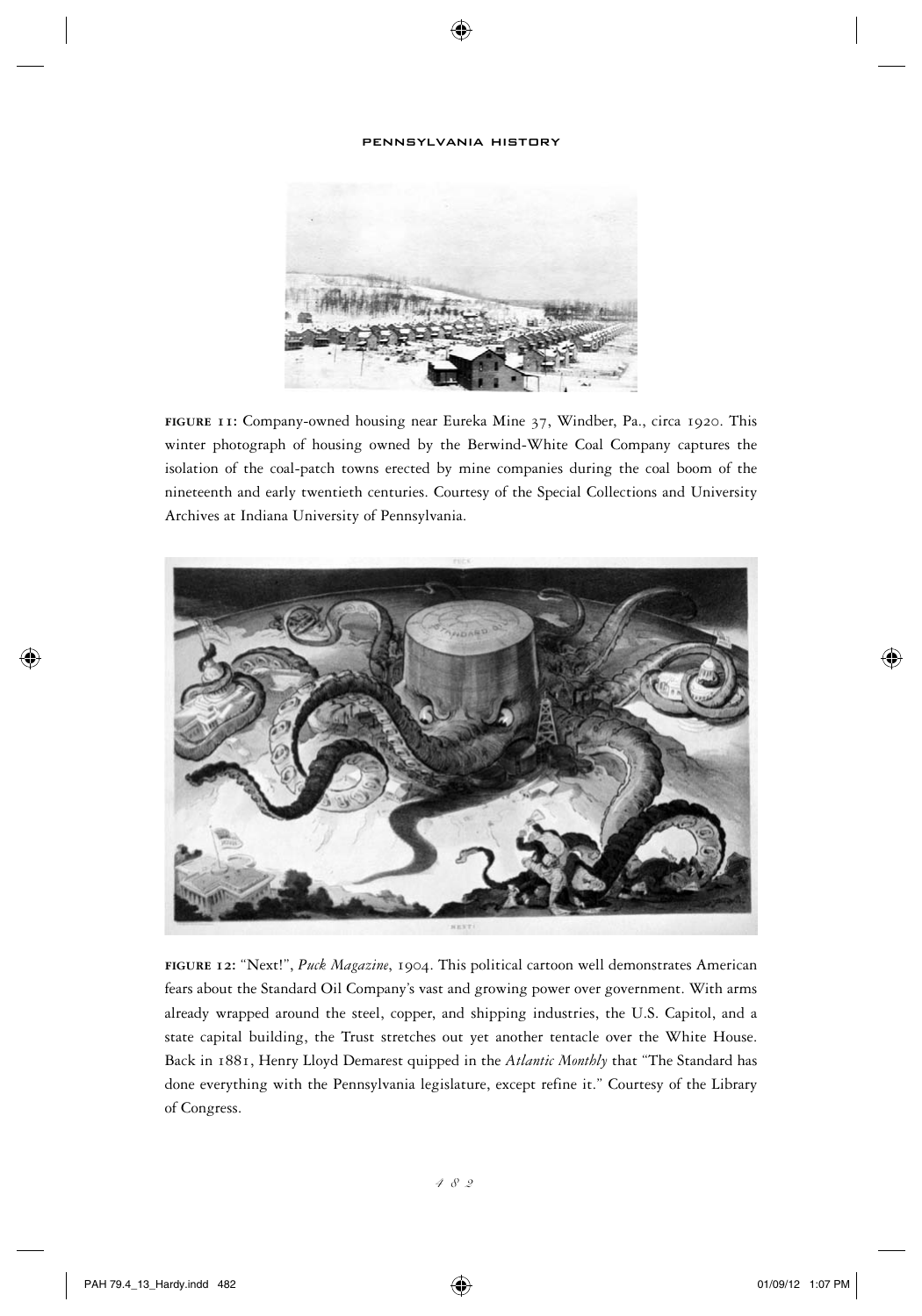**FIGURE 11:** Company-owned housing near Eureka Mine 37, Windber, Pa., circa 1920. This winter photograph of housing owned by the Berwind-White Coal Company captures the isolation of the coal-patch towns erected by mine companies during the coal boom of the nineteenth and early twentieth centuries. Courtesy of the Special Collections and University Archives at Indiana University of Pennsylvania.

**FIGURE 12:** "Next!", *Puck Magazine*, 1904. This political cartoon well demonstrates American fears about the Standard Oil Company's vast and growing power over government. With arms already wrapped around the steel, copper, and shipping industries, the U.S. Capitol, and a state capital building, the Trust stretches out yet another tentacle over the White House. Back in 1881, Henry Lloyd Demarest quipped in the *Atlantic Monthly* that "The Standard has done everything with the Pennsylvania legislature, except refine it." Courtesy of the Library of Congress.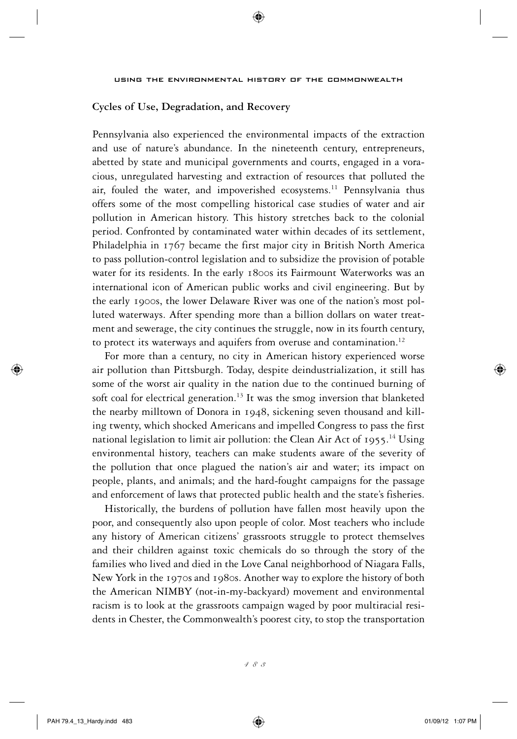## Cycles of Use, Degradation, and Recovery

Pennsylvania also experienced the environmental impacts of the extraction and use of nature's abundance. In the nineteenth century, entrepreneurs, abetted by state and municipal governments and courts, engaged in a voracious, unregulated harvesting and extraction of resources that polluted the air, fouled the water, and impoverished ecosystems.[11] Pennsylvania thus offers some of the most compelling historical case studies of water and air pollution in American history. This history stretches back to the colonial period. Confronted by contaminated water within decades of its settlement, Philadelphia in 1767 became the first major city in British North America to pass pollution-control legislation and to subsidize the provision of potable water for its residents. In the early 1800s its Fairmount Waterworks was an international icon of American public works and civil engineering. But by the early 1900s, the lower Delaware River was one of the nation's most polluted waterways. After spending more than a billion dollars on water treatment and sewerage, the city continues the struggle, now in its fourth century, to protect its waterways and aquifers from overuse and contamination.[12]

For more than a century, no city in American history experienced worse air pollution than Pittsburgh. Today, despite deindustrialization, it still has some of the worst air quality in the nation due to the continued burning of soft coal for electrical generation.[13] It was the smog inversion that blanketed the nearby milltown of Donora in 1948, sickening seven thousand and killing twenty, which shocked Americans and impelled Congress to pass the first national legislation to limit air pollution: the Clean Air Act of 1955.[14] Using environmental history, teachers can make students aware of the severity of the pollution that once plagued the nation's air and water; its impact on people, plants, and animals; and the hard-fought campaigns for the passage and enforcement of laws that protected public health and the state's fisheries.

Historically, the burdens of pollution have fallen most heavily upon the poor, and consequently also upon people of color. Most teachers who include any history of American citizens' grassroots struggle to protect themselves and their children against toxic chemicals do so through the story of the families who lived and died in the Love Canal neighborhood of Niagara Falls, New York in the 1970s and 1980s. Another way to explore the history of both the American NIMBY (not-in-my-backyard) movement and environmental racism is to look at the grassroots campaign waged by poor multiracial residents in Chester, the Commonwealth's poorest city, to stop the transportation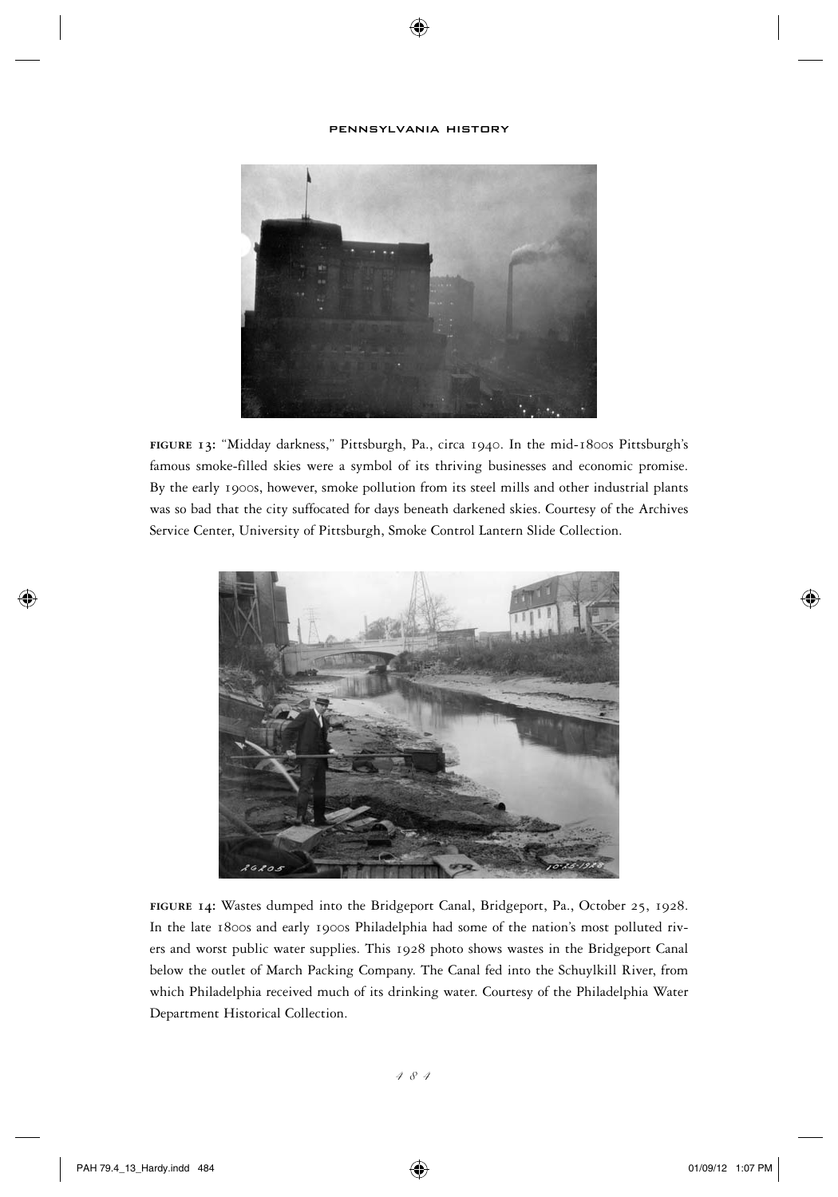**FIGURE 13:** "Midday darkness," Pittsburgh, Pa., circa 1940. In the mid-1800s Pittsburgh's famous smoke-filled skies were a symbol of its thriving businesses and economic promise. By the early 1900s, however, smoke pollution from its steel mills and other industrial plants was so bad that the city suffocated for days beneath darkened skies. Courtesy of the Archives Service Center, University of Pittsburgh, Smoke Control Lantern Slide Collection.

**FIGURE 14:** Wastes dumped into the Bridgeport Canal, Bridgeport, Pa., October 25, 1928. In the late 1800s and early 1900s Philadelphia had some of the nation's most polluted rivers and worst public water supplies. This 1928 photo shows wastes in the Bridgeport Canal below the outlet of March Packing Company. The Canal fed into the Schuylkill River, from which Philadelphia received much of its drinking water. Courtesy of the Philadelphia Water Department Historical Collection.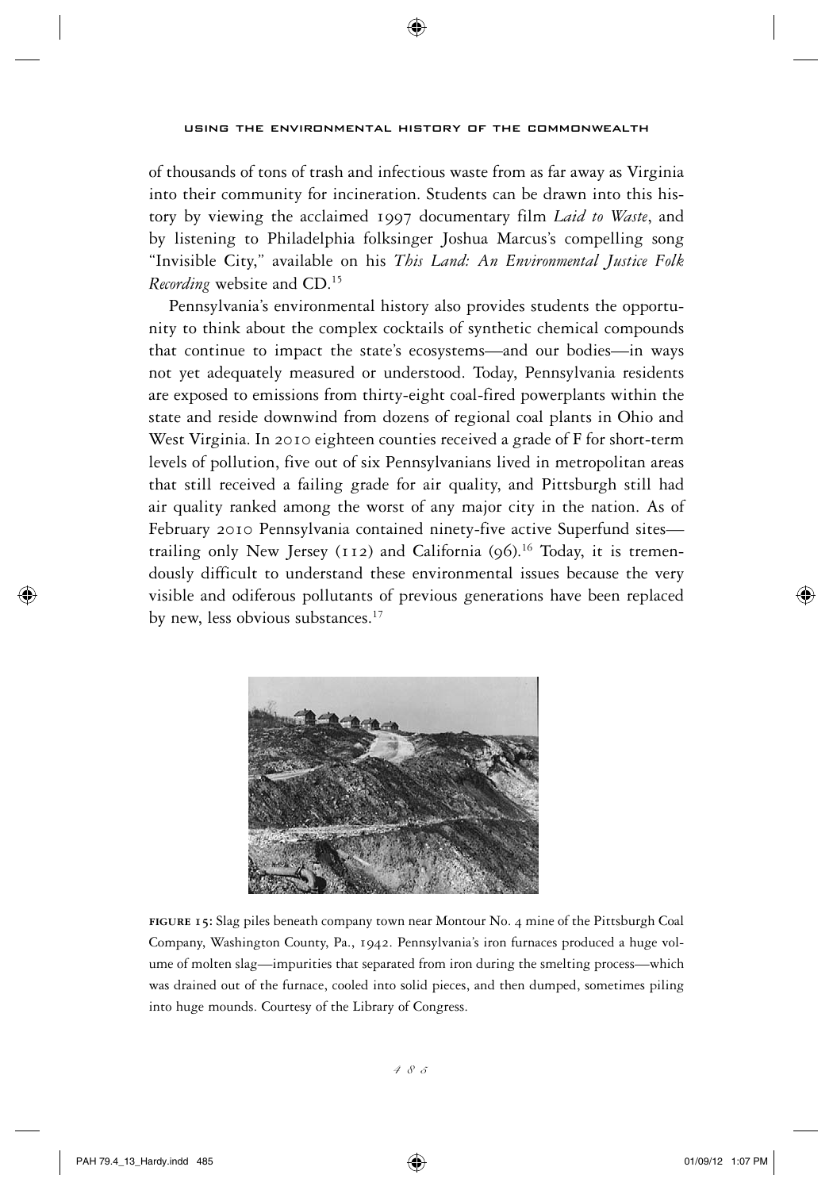of thousands of tons of trash and infectious waste from as far away as Virginia into their community for incineration. Students can be drawn into this history by viewing the acclaimed 1997 documentary film *Laid to Waste*, and by listening to Philadelphia folksinger Joshua Marcus's compelling song "Invisible City," available on his *This Land: An Environmental Justice Folk Recording* website and CD.[15]

Pennsylvania's environmental history also provides students the opportunity to think about the complex cocktails of synthetic chemical compounds that continue to impact the state's ecosystems—and our bodies—in ways not yet adequately measured or understood. Today, Pennsylvania residents are exposed to emissions from thirty-eight coal-fired powerplants within the state and reside downwind from dozens of regional coal plants in Ohio and West Virginia. In 2010 eighteen counties received a grade of F for short-term levels of pollution, five out of six Pennsylvanians lived in metropolitan areas that still received a failing grade for air quality, and Pittsburgh still had air quality ranked among the worst of any major city in the nation. As of February 2010 Pennsylvania contained ninety-five active Superfund sites—trailing only New Jersey (112) and California (96).[16] Today, it is tremendously difficult to understand these environmental issues because the very visible and odiferous pollutants of previous generations have been replaced by new, less obvious substances.[17]

**FIGURE 15:** Slag piles beneath company town near Montour No. 4 mine of the Pittsburgh Coal Company, Washington County, Pa., 1942. Pennsylvania's iron furnaces produced a huge volume of molten slag—impurities that separated from iron during the smelting process—which was drained out of the furnace, cooled into solid pieces, and then dumped, sometimes piling into huge mounds. Courtesy of the Library of Congress.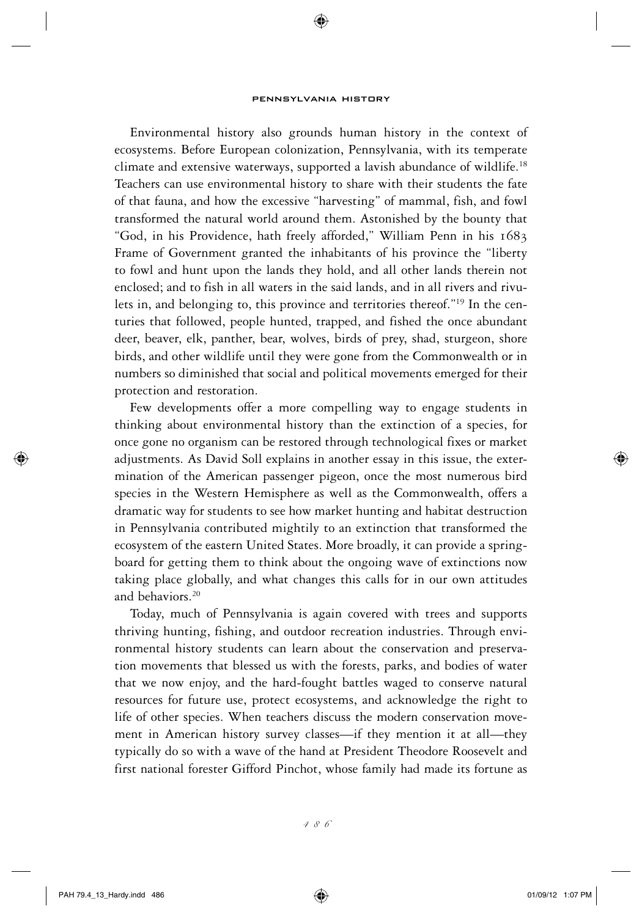Environmental history also grounds human history in the context of ecosystems. Before European colonization, Pennsylvania, with its temperate climate and extensive waterways, supported a lavish abundance of wildlife.[18] Teachers can use environmental history to share with their students the fate of that fauna, and how the excessive "harvesting" of mammal, fish, and fowl transformed the natural world around them. Astonished by the bounty that "God, in his Providence, hath freely afforded," William Penn in his 1683 Frame of Government granted the inhabitants of his province the "liberty to fowl and hunt upon the lands they hold, and all other lands therein not enclosed; and to fish in all waters in the said lands, and in all rivers and rivulets in, and belonging to, this province and territories thereof."[19] In the centuries that followed, people hunted, trapped, and fished the once abundant deer, beaver, elk, panther, bear, wolves, birds of prey, shad, sturgeon, shore birds, and other wildlife until they were gone from the Commonwealth or in numbers so diminished that social and political movements emerged for their protection and restoration.

Few developments offer a more compelling way to engage students in thinking about environmental history than the extinction of a species, for once gone no organism can be restored through technological fixes or market adjustments. As David Soll explains in another essay in this issue, the extermination of the American passenger pigeon, once the most numerous bird species in the Western Hemisphere as well as the Commonwealth, offers a dramatic way for students to see how market hunting and habitat destruction in Pennsylvania contributed mightily to an extinction that transformed the ecosystem of the eastern United States. More broadly, it can provide a springboard for getting them to think about the ongoing wave of extinctions now taking place globally, and what changes this calls for in our own attitudes and behaviors.[20]

Today, much of Pennsylvania is again covered with trees and supports thriving hunting, fishing, and outdoor recreation industries. Through environmental history students can learn about the conservation and preservation movements that blessed us with the forests, parks, and bodies of water that we now enjoy, and the hard-fought battles waged to conserve natural resources for future use, protect ecosystems, and acknowledge the right to life of other species. When teachers discuss the modern conservation movement in American history survey classes—if they mention it at all—they typically do so with a wave of the hand at President Theodore Roosevelt and first national forester Gifford Pinchot, whose family had made its fortune as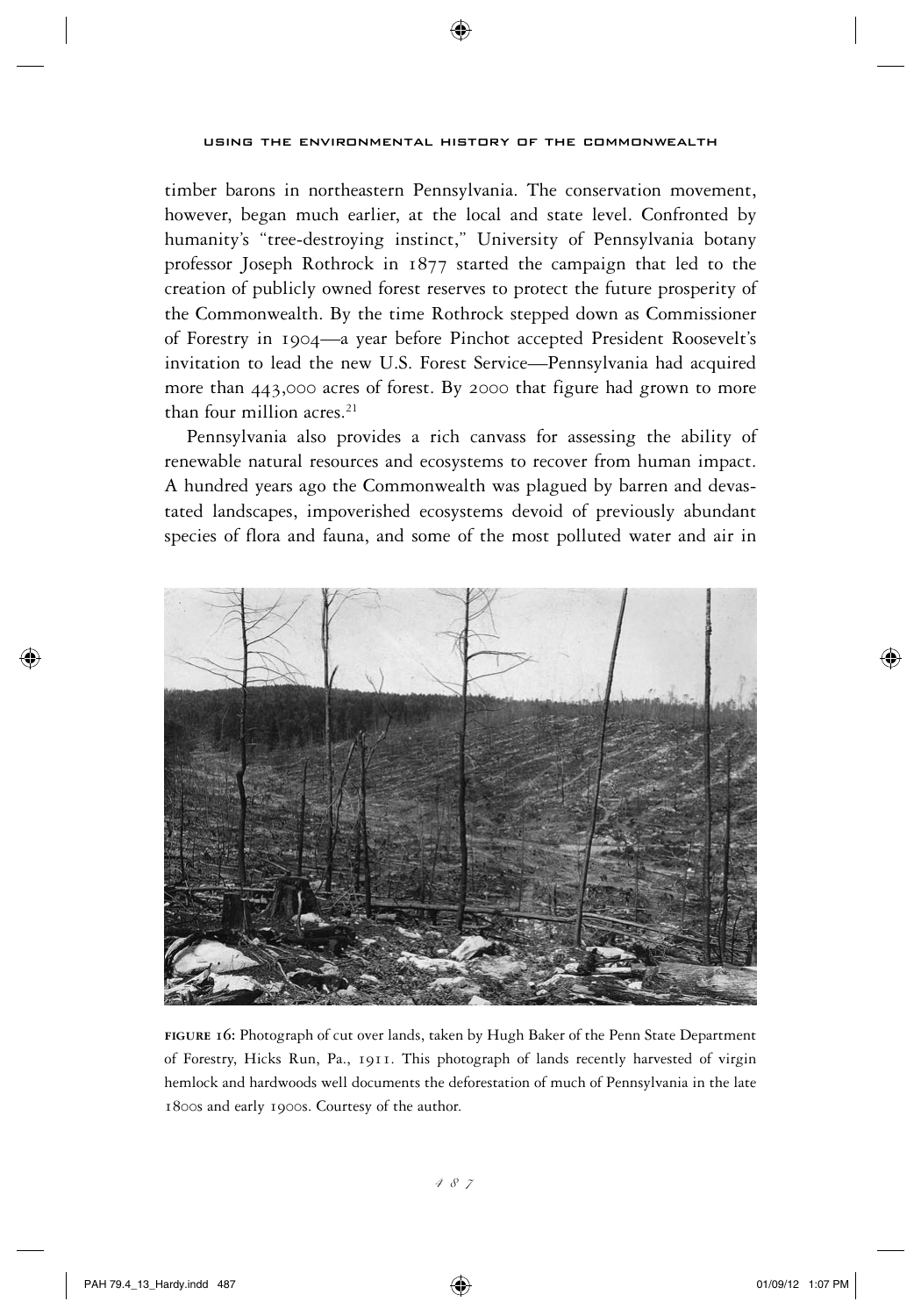timber barons in northeastern Pennsylvania. The conservation movement, however, began much earlier, at the local and state level. Confronted by humanity's "tree-destroying instinct," University of Pennsylvania botany professor Joseph Rothrock in 1877 started the campaign that led to the creation of publicly owned forest reserves to protect the future prosperity of the Commonwealth. By the time Rothrock stepped down as Commissioner of Forestry in 1904—a year before Pinchot accepted President Roosevelt's invitation to lead the new U.S. Forest Service—Pennsylvania had acquired more than 443,000 acres of forest. By 2000 that figure had grown to more than four million acres.[21]

Pennsylvania also provides a rich canvass for assessing the ability of renewable natural resources and ecosystems to recover from human impact. A hundred years ago the Commonwealth was plagued by barren and devastated landscapes, impoverished ecosystems devoid of previously abundant species of flora and fauna, and some of the most polluted water and air in

**FIGURE 16:** Photograph of cut over lands, taken by Hugh Baker of the Penn State Department of Forestry, Hicks Run, Pa., 1911. This photograph of lands recently harvested of virgin hemlock and hardwoods well documents the deforestation of much of Pennsylvania in the late 1800s and early 1900s. Courtesy of the author.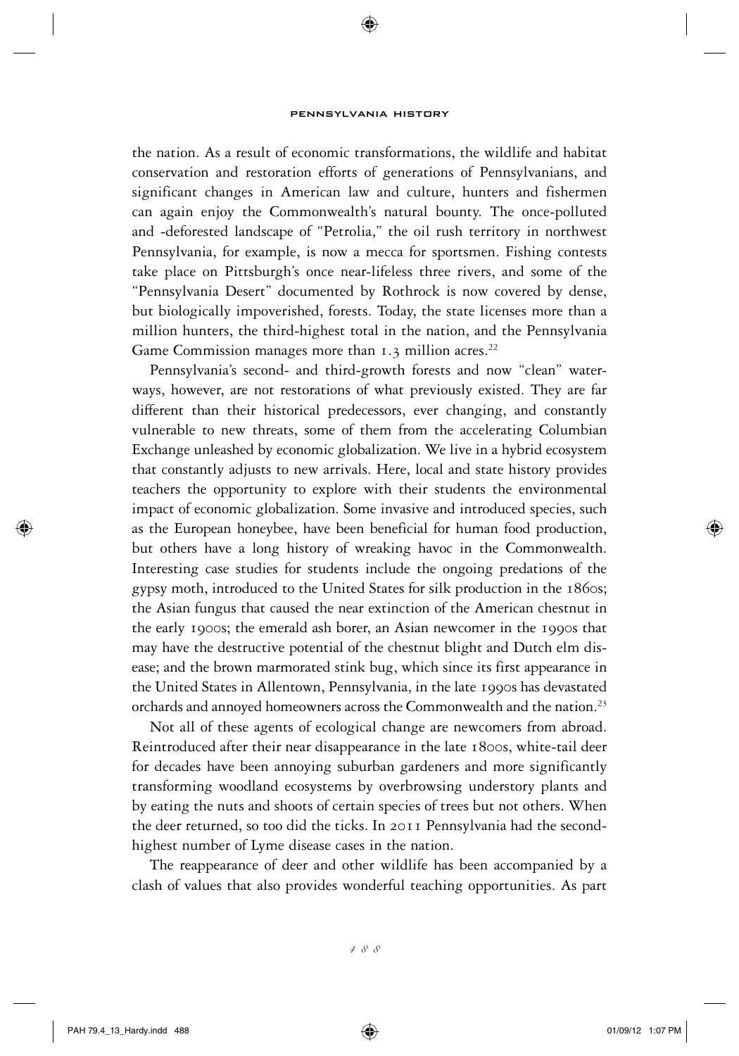the nation. As a result of economic transformations, the wildlife and habitat conservation and restoration efforts of generations of Pennsylvanians, and significant changes in American law and culture, hunters and fishermen can again enjoy the Commonwealth's natural bounty. The once-polluted and -deforested landscape of "Petrolia," the oil rush territory in northwest Pennsylvania, for example, is now a mecca for sportsmen. Fishing contests take place on Pittsburgh's once near-lifeless three rivers, and some of the "Pennsylvania Desert" documented by Rothrock is now covered by dense, but biologically impoverished, forests. Today, the state licenses more than a million hunters, the third-highest total in the nation, and the Pennsylvania Game Commission manages more than 1.3 million acres.[22]

Pennsylvania's second- and third-growth forests and now "clean" waterways, however, are not restorations of what previously existed. They are far different than their historical predecessors, ever changing, and constantly vulnerable to new threats, some of them from the accelerating Columbian Exchange unleashed by economic globalization. We live in a hybrid ecosystem that constantly adjusts to new arrivals. Here, local and state history provides teachers the opportunity to explore with their students the environmental impact of economic globalization. Some invasive and introduced species, such as the European honeybee, have been beneficial for human food production, but others have a long history of wreaking havoc in the Commonwealth. Interesting case studies for students include the ongoing predations of the gypsy moth, introduced to the United States for silk production in the 1860s; the Asian fungus that caused the near extinction of the American chestnut in the early 1900s; the emerald ash borer, an Asian newcomer in the 1990s that may have the destructive potential of the chestnut blight and Dutch elm disease; and the brown marmorated stink bug, which since its first appearance in the United States in Allentown, Pennsylvania, in the late 1990s has devastated orchards and annoyed homeowners across the Commonwealth and the nation.[23]

Not all of these agents of ecological change are newcomers from abroad. Reintroduced after their near disappearance in the late 1800s, white-tail deer for decades have been annoying suburban gardeners and more significantly transforming woodland ecosystems by overbrowsing understory plants and by eating the nuts and shoots of certain species of trees but not others. When the deer returned, so too did the ticks. In 2011 Pennsylvania had the second-highest number of Lyme disease cases in the nation.

The reappearance of deer and other wildlife has been accompanied by a clash of values that also provides wonderful teaching opportunities. As part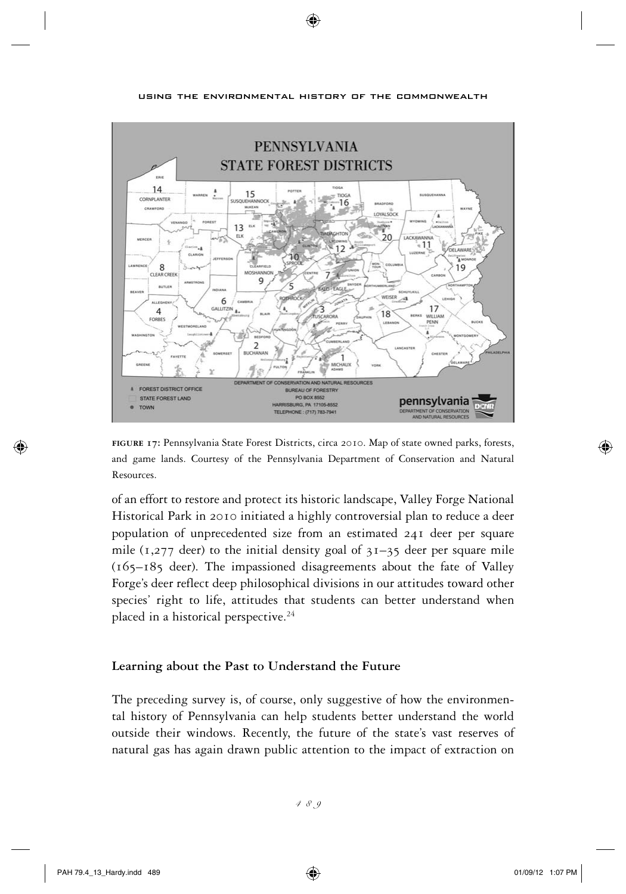**FIGURE 17:** Pennsylvania State Forest Districts, circa 2010. Map of state owned parks, forests, and game lands. Courtesy of the Pennsylvania Department of Conservation and Natural Resources.

of an effort to restore and protect its historic landscape, Valley Forge National Historical Park in 2010 initiated a highly controversial plan to reduce a deer population of unprecedented size from an estimated 241 deer per square mile (1,277 deer) to the initial density goal of 31–35 deer per square mile (165–185 deer). The impassioned disagreements about the fate of Valley Forge's deer reflect deep philosophical divisions in our attitudes toward other species' right to life, attitudes that students can better understand when placed in a historical perspective.[24]

## Learning about the Past to Understand the Future

The preceding survey is, of course, only suggestive of how the environmental history of Pennsylvania can help students better understand the world outside their windows. Recently, the future of the state's vast reserves of natural gas has again drawn public attention to the impact of extraction on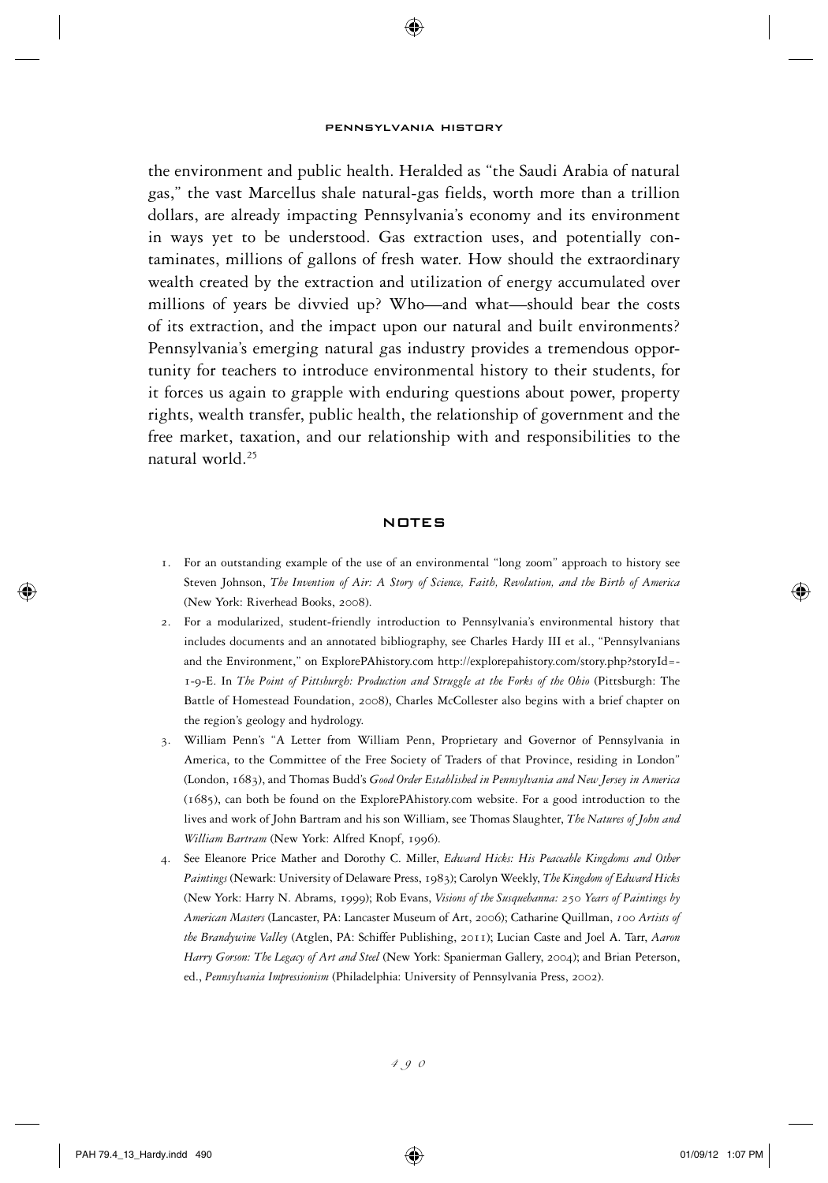the environment and public health. Heralded as "the Saudi Arabia of natural gas," the vast Marcellus shale natural-gas fields, worth more than a trillion dollars, are already impacting Pennsylvania's economy and its environment in ways yet to be understood. Gas extraction uses, and potentially contaminates, millions of gallons of fresh water. How should the extraordinary wealth created by the extraction and utilization of energy accumulated over millions of years be divvied up? Who—and what—should bear the costs of its extraction, and the impact upon our natural and built environments? Pennsylvania's emerging natural gas industry provides a tremendous opportunity for teachers to introduce environmental history to their students, for it forces us again to grapple with enduring questions about power, property rights, wealth transfer, public health, the relationship of government and the free market, taxation, and our relationship with and responsibilities to the natural world.[25]

## NOTES

1. For an outstanding example of the use of an environmental "long zoom" approach to history see Steven Johnson, *The Invention of Air: A Story of Science, Faith, Revolution, and the Birth of America* (New York: Riverhead Books, 2008).
2. For a modularized, student-friendly introduction to Pennsylvania's environmental history that includes documents and an annotated bibliography, see Charles Hardy III et al., "Pennsylvanians and the Environment," on ExplorePAhistory.com http://explorepahistory.com/story.php?storyId=-1-9-E. In *The Point of Pittsburgh: Production and Struggle at the Forks of the Ohio* (Pittsburgh: The Battle of Homestead Foundation, 2008), Charles McCollester also begins with a brief chapter on the region's geology and hydrology.
3. William Penn's "A Letter from William Penn, Proprietary and Governor of Pennsylvania in America, to the Committee of the Free Society of Traders of that Province, residing in London" (London, 1683), and Thomas Budd's *Good Order Established in Pennsylvania and New Jersey in America* (1685), can both be found on the ExplorePAhistory.com website. For a good introduction to the lives and work of John Bartram and his son William, see Thomas Slaughter, *The Natures of John and William Bartram* (New York: Alfred Knopf, 1996).
4. See Eleanore Price Mather and Dorothy C. Miller, *Edward Hicks: His Peaceable Kingdoms and Other Paintings* (Newark: University of Delaware Press, 1983); Carolyn Weekly, *The Kingdom of Edward Hicks* (New York: Harry N. Abrams, 1999); Rob Evans, *Visions of the Susquehanna: 250 Years of Paintings by American Masters* (Lancaster, PA: Lancaster Museum of Art, 2006); Catharine Quillman, *100 Artists of the Brandywine Valley* (Atglen, PA: Schiffer Publishing, 2011); Lucian Caste and Joel A. Tarr, *Aaron Harry Gorson: The Legacy of Art and Steel* (New York: Spanierman Gallery, 2004); and Brian Peterson, ed., *Pennsylvania Impressionism* (Philadelphia: University of Pennsylvania Press, 2002).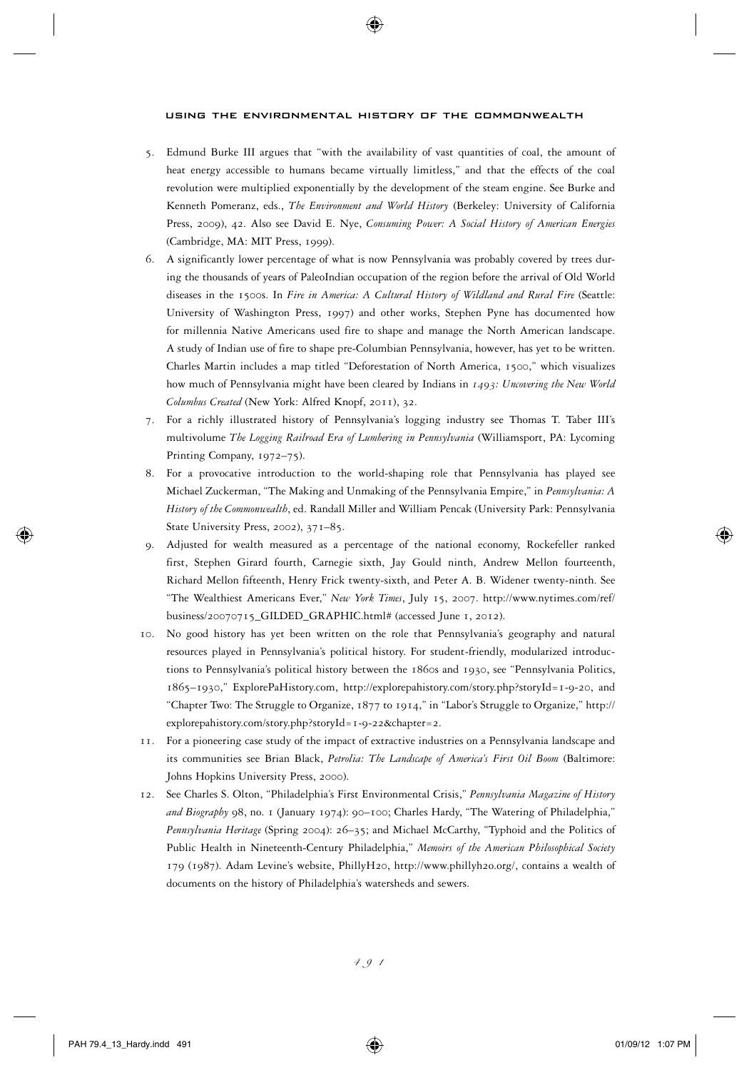5. Edmund Burke III argues that "with the availability of vast quantities of coal, the amount of heat energy accessible to humans became virtually limitless," and that the effects of the coal revolution were multiplied exponentially by the development of the steam engine. See Burke and Kenneth Pomeranz, eds., *The Environment and World History* (Berkeley: University of California Press, 2009), 42. Also see David E. Nye, *Consuming Power: A Social History of American Energies* (Cambridge, MA: MIT Press, 1999).
6. A significantly lower percentage of what is now Pennsylvania was probably covered by trees during the thousands of years of PaleoIndian occupation of the region before the arrival of Old World diseases in the 1500s. In *Fire in America: A Cultural History of Wildland and Rural Fire* (Seattle: University of Washington Press, 1997) and other works, Stephen Pyne has documented how for millennia Native Americans used fire to shape and manage the North American landscape. A study of Indian use of fire to shape pre-Columbian Pennsylvania, however, has yet to be written. Charles Martin includes a map titled "Deforestation of North America, 1500," which visualizes how much of Pennsylvania might have been cleared by Indians in *1493: Uncovering the New World Columbus Created* (New York: Alfred Knopf, 2011), 32.
7. For a richly illustrated history of Pennsylvania's logging industry see Thomas T. Taber III's multivolume *The Logging Railroad Era of Lumbering in Pennsylvania* (Williamsport, PA: Lycoming Printing Company, 1972–75).
8. For a provocative introduction to the world-shaping role that Pennsylvania has played see Michael Zuckerman, "The Making and Unmaking of the Pennsylvania Empire," in *Pennsylvania: A History of the Commonwealth*, ed. Randall Miller and William Pencak (University Park: Pennsylvania State University Press, 2002), 371–85.
9. Adjusted for wealth measured as a percentage of the national economy, Rockefeller ranked first, Stephen Girard fourth, Carnegie sixth, Jay Gould ninth, Andrew Mellon fourteenth, Richard Mellon fifteenth, Henry Frick twenty-sixth, and Peter A. B. Widener twenty-ninth. See "The Wealthiest Americans Ever," *New York Times*, July 15, 2007. http://www.nytimes.com/ref/business/20070715_GILDED_GRAPHIC.html# (accessed June 1, 2012).
10. No good history has yet been written on the role that Pennsylvania's geography and natural resources played in Pennsylvania's political history. For student-friendly, modularized introductions to Pennsylvania's political history between the 1860s and 1930, see "Pennsylvania Politics, 1865–1930," ExplorePaHistory.com, http://explorepahistory.com/story.php?storyId=1-9-20, and "Chapter Two: The Struggle to Organize, 1877 to 1914," in "Labor's Struggle to Organize," http://explorepahistory.com/story.php?storyId=1-9-22&chapter=2.
11. For a pioneering case study of the impact of extractive industries on a Pennsylvania landscape and its communities see Brian Black, *Petrolia: The Landscape of America's First Oil Boom* (Baltimore: Johns Hopkins University Press, 2000).
12. See Charles S. Olton, "Philadelphia's First Environmental Crisis," *Pennsylvania Magazine of History and Biography* 98, no. 1 (January 1974): 90–100; Charles Hardy, "The Watering of Philadelphia," *Pennsylvania Heritage* (Spring 2004): 26–35; and Michael McCarthy, "Typhoid and the Politics of Public Health in Nineteenth-Century Philadelphia," *Memoirs of the American Philosophical Society* 179 (1987). Adam Levine's website, PhillyH2o, http://www.phillyh2o.org/, contains a wealth of documents on the history of Philadelphia's watersheds and sewers.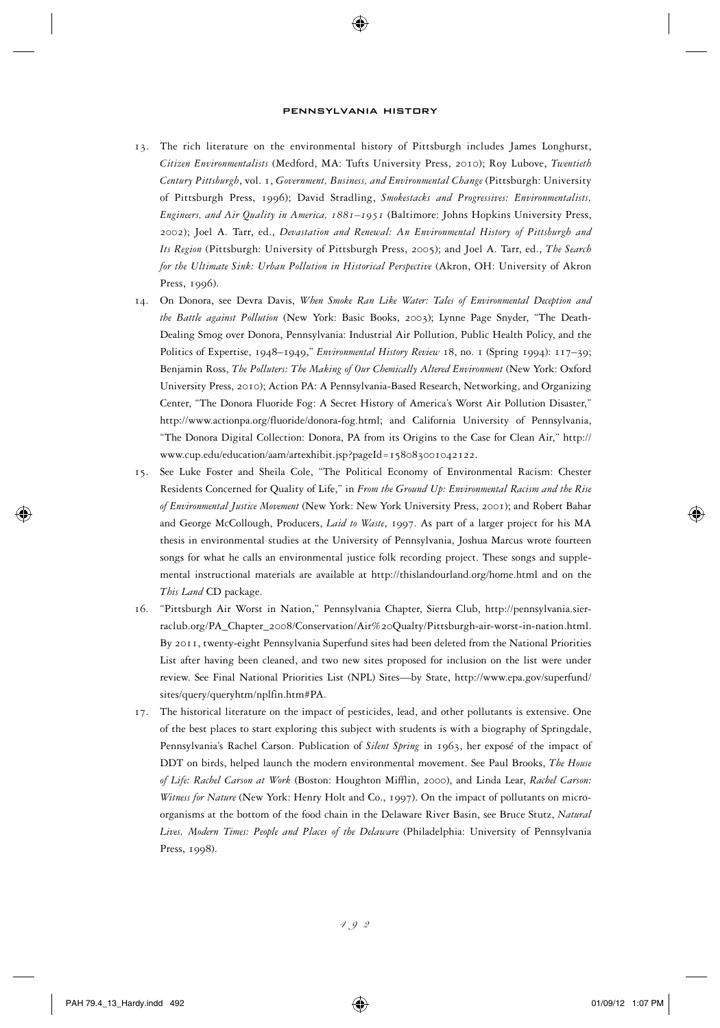13. The rich literature on the environmental history of Pittsburgh includes James Longhurst, *Citizen Environmentalists* (Medford, MA: Tufts University Press, 2010); Roy Lubove, *Twentieth Century Pittsburgh*, vol. 1, *Government, Business, and Environmental Change* (Pittsburgh: University of Pittsburgh Press, 1996); David Stradling, *Smokestacks and Progressives: Environmentalists, Engineers, and Air Quality in America, 1881–1951* (Baltimore: Johns Hopkins University Press, 2002); Joel A. Tarr, ed., *Devastation and Renewal: An Environmental History of Pittsburgh and Its Region* (Pittsburgh: University of Pittsburgh Press, 2005); and Joel A. Tarr, ed., *The Search for the Ultimate Sink: Urban Pollution in Historical Perspective* (Akron, OH: University of Akron Press, 1996).

14. On Donora, see Devra Davis, *When Smoke Ran Like Water: Tales of Environmental Deception and the Battle against Pollution* (New York: Basic Books, 2003); Lynne Page Snyder, "The Death-Dealing Smog over Donora, Pennsylvania: Industrial Air Pollution, Public Health Policy, and the Politics of Expertise, 1948–1949," *Environmental History Review* 18, no. 1 (Spring 1994): 117–39; Benjamin Ross, *The Polluters: The Making of Our Chemically Altered Environment* (New York: Oxford University Press, 2010); Action PA: A Pennsylvania-Based Research, Networking, and Organizing Center, "The Donora Fluoride Fog: A Secret History of America's Worst Air Pollution Disaster," http://www.actionpa.org/fluoride/donora-fog.html; and California University of Pennsylvania, "The Donora Digital Collection: Donora, PA from its Origins to the Case for Clean Air," http://www.cup.edu/education/aam/artexhibit.jsp?pageId=1580830010421 22.

15. See Luke Foster and Sheila Cole, "The Political Economy of Environmental Racism: Chester Residents Concerned for Quality of Life," in *From the Ground Up: Environmental Racism and the Rise of Environmental Justice Movement* (New York: New York University Press, 2001); and Robert Bahar and George McCollough, Producers, *Laid to Waste*, 1997. As part of a larger project for his MA thesis in environmental studies at the University of Pennsylvania, Joshua Marcus wrote fourteen songs for what he calls an environmental justice folk recording project. These songs and supplemental instructional materials are available at http://thislandourland.org/home.html and on the *This Land* CD package.

16. "Pittsburgh Air Worst in Nation," Pennsylvania Chapter, Sierra Club, http://pennsylvania.sierraclub.org/PA_Chapter_2008/Conservation/Air%20Qualty/Pittsburgh-air-worst-in-nation.html. By 2011, twenty-eight Pennsylvania Superfund sites had been deleted from the National Priorities List after having been cleaned, and two new sites proposed for inclusion on the list were under review. See Final National Priorities List (NPL) Sites—by State, http://www.epa.gov/superfund/sites/query/queryhtm/nplfin.htm#PA.

17. The historical literature on the impact of pesticides, lead, and other pollutants is extensive. One of the best places to start exploring this subject with students is with a biography of Springdale, Pennsylvania's Rachel Carson. Publication of *Silent Spring* in 1963, her exposé of the impact of DDT on birds, helped launch the modern environmental movement. See Paul Brooks, *The House of Life: Rachel Carson at Work* (Boston: Houghton Mifflin, 2000), and Linda Lear, *Rachel Carson: Witness for Nature* (New York: Henry Holt and Co., 1997). On the impact of pollutants on micro-organisms at the bottom of the food chain in the Delaware River Basin, see Bruce Stutz, *Natural Lives, Modern Times: People and Places of the Delaware* (Philadelphia: University of Pennsylvania Press, 1998).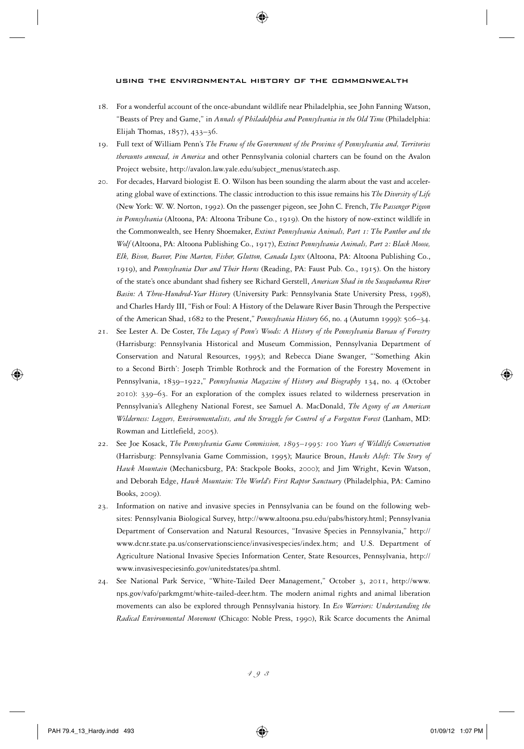18. For a wonderful account of the once-abundant wildlife near Philadelphia, see John Fanning Watson, "Beasts of Prey and Game," in *Annals of Philadelphia and Pennsylvania in the Old Time* (Philadelphia: Elijah Thomas, 1857), 433–36.

19. Full text of William Penn's *The Frame of the Government of the Province of Pennsylvania and, Territories thereunto annexed, in America* and other Pennsylvania colonial charters can be found on the Avalon Project website, http://avalon.law.yale.edu/subject_menus/statech.asp.

20. For decades, Harvard biologist E. O. Wilson has been sounding the alarm about the vast and accelerating global wave of extinctions. The classic introduction to this issue remains his *The Diversity of Life* (New York: W. W. Norton, 1992). On the passenger pigeon, see John C. French, *The Passenger Pigeon in Pennsylvania* (Altoona, PA: Altoona Tribune Co., 1919). On the history of now-extinct wildlife in the Commonwealth, see Henry Shoemaker, *Extinct Pennsylvania Animals, Part 1: The Panther and the Wolf* (Altoona, PA: Altoona Publishing Co., 1917), *Extinct Pennsylvania Animals, Part 2: Black Moose, Elk, Bison, Beaver, Pine Marten, Fisher, Glutton, Canada Lynx* (Altoona, PA: Altoona Publishing Co., 1919), and *Pennsylvania Deer and Their Horns* (Reading, PA: Faust Pub. Co., 1915). On the history of the state's once abundant shad fishery see Richard Gerstell, *American Shad in the Susquehanna River Basin: A Three-Hundred-Year History* (University Park: Pennsylvania State University Press, 1998), and Charles Hardy III, "Fish or Foul: A History of the Delaware River Basin Through the Perspective of the American Shad, 1682 to the Present," *Pennsylvania History* 66, no. 4 (Autumn 1999): 506–34.

21. See Lester A. De Coster, *The Legacy of Penn's Woods: A History of the Pennsylvania Bureau of Forestry* (Harrisburg: Pennsylvania Historical and Museum Commission, Pennsylvania Department of Conservation and Natural Resources, 1995); and Rebecca Diane Swanger, "'Something Akin to a Second Birth': Joseph Trimble Rothrock and the Formation of the Forestry Movement in Pennsylvania, 1839–1922," *Pennsylvania Magazine of History and Biography* 134, no. 4 (October 2010): 339–63. For an exploration of the complex issues related to wilderness preservation in Pennsylvania's Allegheny National Forest, see Samuel A. MacDonald, *The Agony of an American Wilderness: Loggers, Environmentalists, and the Struggle for Control of a Forgotten Forest* (Lanham, MD: Rowman and Littlefield, 2005).

22. See Joe Kosack, *The Pennsylvania Game Commission, 1895–1995: 100 Years of Wildlife Conservation* (Harrisburg: Pennsylvania Game Commission, 1995); Maurice Broun, *Hawks Aloft: The Story of Hawk Mountain* (Mechanicsburg, PA: Stackpole Books, 2000); and Jim Wright, Kevin Watson, and Deborah Edge, *Hawk Mountain: The World's First Raptor Sanctuary* (Philadelphia, PA: Camino Books, 2009).

23. Information on native and invasive species in Pennsylvania can be found on the following websites: Pennsylvania Biological Survey, http://www.altoona.psu.edu/pabs/history.html; Pennsylvania Department of Conservation and Natural Resources, "Invasive Species in Pennsylvania," http://www.dcnr.state.pa.us/conservationscience/invasivespecies/index.htm; and U.S. Department of Agriculture National Invasive Species Information Center, State Resources, Pennsylvania, http://www.invasivespeciesinfo.gov/unitedstates/pa.shtml.

24. See National Park Service, "White-Tailed Deer Management," October 3, 2011, http://www.nps.gov/vafo/parkmgmt/white-tailed-deer.htm. The modern animal rights and animal liberation movements can also be explored through Pennsylvania history. In *Eco Warriors: Understanding the Radical Environmental Movement* (Chicago: Noble Press, 1990), Rik Scarce documents the Animal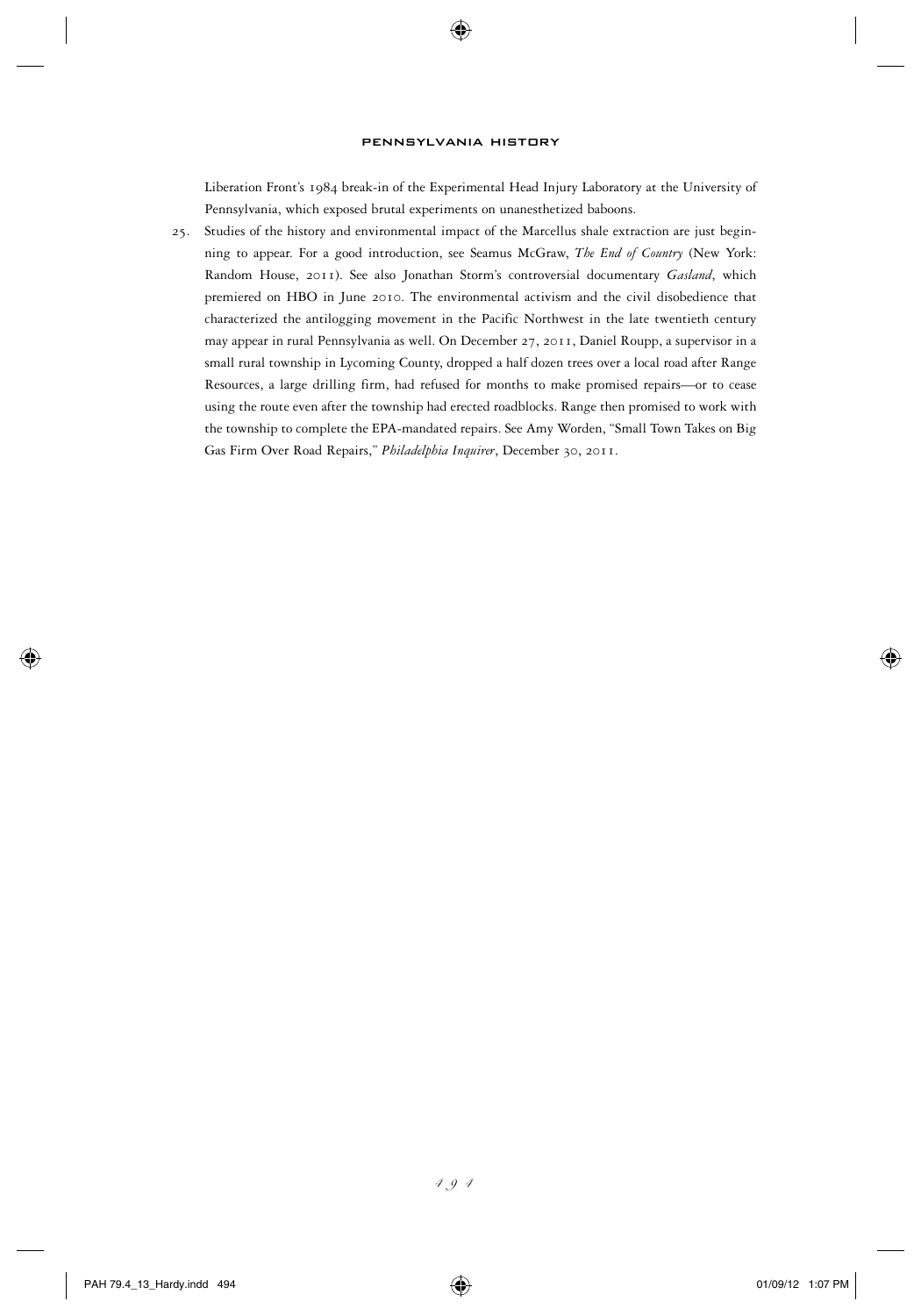Liberation Front's 1984 break-in of the Experimental Head Injury Laboratory at the University of Pennsylvania, which exposed brutal experiments on unanesthetized baboons.

25. Studies of the history and environmental impact of the Marcellus shale extraction are just beginning to appear. For a good introduction, see Seamus McGraw, *The End of Country* (New York: Random House, 2011). See also Jonathan Storm's controversial documentary *Gasland*, which premiered on HBO in June 2010. The environmental activism and the civil disobedience that characterized the antilogging movement in the Pacific Northwest in the late twentieth century may appear in rural Pennsylvania as well. On December 27, 2011, Daniel Roupp, a supervisor in a small rural township in Lycoming County, dropped a half dozen trees over a local road after Range Resources, a large drilling firm, had refused for months to make promised repairs—or to cease using the route even after the township had erected roadblocks. Range then promised to work with the township to complete the EPA-mandated repairs. See Amy Worden, "Small Town Takes on Big Gas Firm Over Road Repairs," *Philadelphia Inquirer*, December 30, 2011.